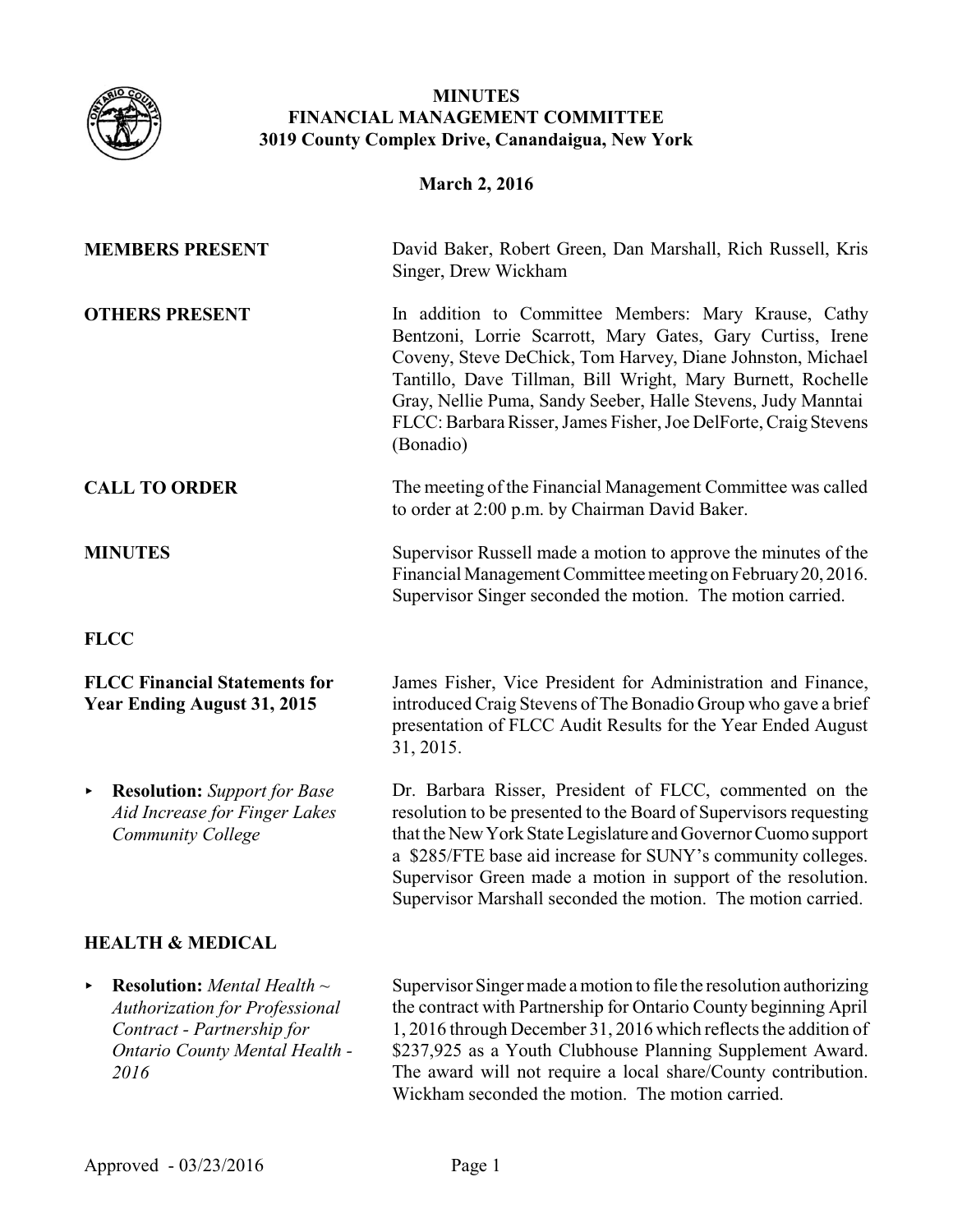# MINUTES
# FINANCIAL MANAGEMENT COMMITTEE
## 3019 County Complex Drive, Canandaigua, New York

**March 2, 2016**

**MEMBERS PRESENT**

David Baker, Robert Green, Dan Marshall, Rich Russell, Kris Singer, Drew Wickham

**OTHERS PRESENT**

In addition to Committee Members: Mary Krause, Cathy Bentzoni, Lorrie Scarrott, Mary Gates, Gary Curtiss, Irene Coveny, Steve DeChick, Tom Harvey, Diane Johnston, Michael Tantillo, Dave Tillman, Bill Wright, Mary Burnett, Rochelle Gray, Nellie Puma, Sandy Seeber, Halle Stevens, Judy Manntai
FLCC: Barbara Risser, James Fisher, Joe DelForte, Craig Stevens (Bonadio)

**CALL TO ORDER**

The meeting of the Financial Management Committee was called to order at 2:00 p.m. by Chairman David Baker.

**MINUTES**

Supervisor Russell made a motion to approve the minutes of the Financial Management Committee meeting on February 20, 2016. Supervisor Singer seconded the motion. The motion carried.

**FLCC**

**FLCC Financial Statements for Year Ending August 31, 2015**

James Fisher, Vice President for Administration and Finance, introduced Craig Stevens of The Bonadio Group who gave a brief presentation of FLCC Audit Results for the Year Ended August 31, 2015.

- **Resolution:** *Support for Base Aid Increase for Finger Lakes Community College*

Dr. Barbara Risser, President of FLCC, commented on the resolution to be presented to the Board of Supervisors requesting that the New York State Legislature and Governor Cuomo support a $285/FTE base aid increase for SUNY's community colleges. Supervisor Green made a motion in support of the resolution. Supervisor Marshall seconded the motion. The motion carried.

**HEALTH & MEDICAL**

- **Resolution:** *Mental Health ~ Authorization for Professional Contract - Partnership for Ontario County Mental Health - 2016*

Supervisor Singer made a motion to file the resolution authorizing the contract with Partnership for Ontario County beginning April 1, 2016 through December 31, 2016 which reflects the addition of $237,925 as a Youth Clubhouse Planning Supplement Award. The award will not require a local share/County contribution. Wickham seconded the motion. The motion carried.

Approved - 03/23/2016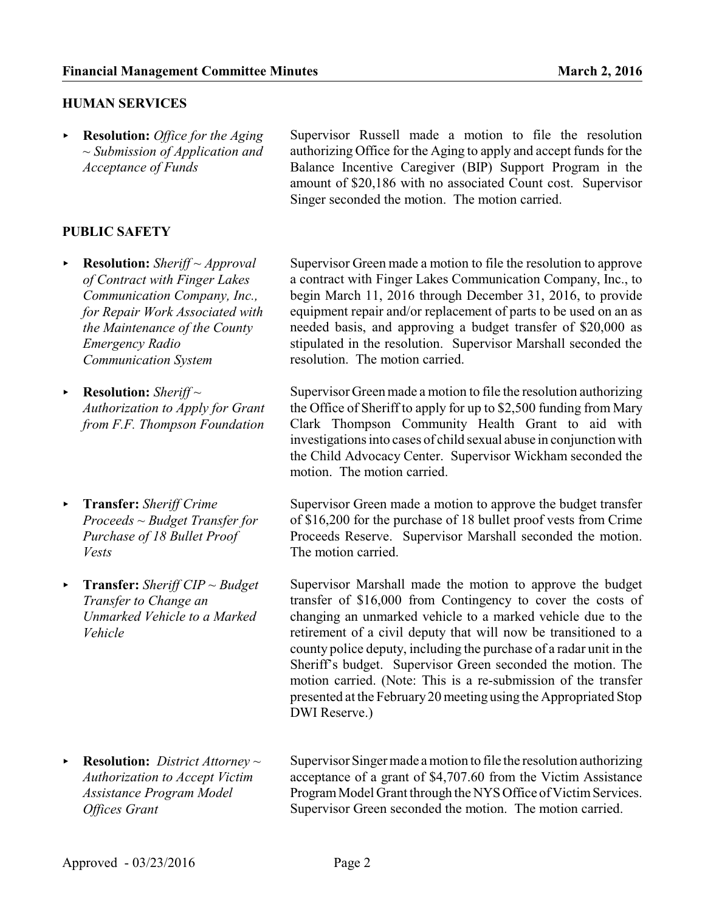## HUMAN SERVICES

- **Resolution:** *Office for the Aging ~ Submission of Application and Acceptance of Funds*

  Supervisor Russell made a motion to file the resolution authorizing Office for the Aging to apply and accept funds for the Balance Incentive Caregiver (BIP) Support Program in the amount of $20,186 with no associated Count cost. Supervisor Singer seconded the motion. The motion carried.

## PUBLIC SAFETY

- **Resolution:** *Sheriff ~ Approval of Contract with Finger Lakes Communication Company, Inc., for Repair Work Associated with the Maintenance of the County Emergency Radio Communication System*

  Supervisor Green made a motion to file the resolution to approve a contract with Finger Lakes Communication Company, Inc., to begin March 11, 2016 through December 31, 2016, to provide equipment repair and/or replacement of parts to be used on an as needed basis, and approving a budget transfer of $20,000 as stipulated in the resolution. Supervisor Marshall seconded the resolution. The motion carried.

- **Resolution:** *Sheriff ~ Authorization to Apply for Grant from F.F. Thompson Foundation*

  Supervisor Green made a motion to file the resolution authorizing the Office of Sheriff to apply for up to $2,500 funding from Mary Clark Thompson Community Health Grant to aid with investigations into cases of child sexual abuse in conjunction with the Child Advocacy Center. Supervisor Wickham seconded the motion. The motion carried.

- **Transfer:** *Sheriff Crime Proceeds ~ Budget Transfer for Purchase of 18 Bullet Proof Vests*

  Supervisor Green made a motion to approve the budget transfer of $16,200 for the purchase of 18 bullet proof vests from Crime Proceeds Reserve. Supervisor Marshall seconded the motion. The motion carried.

- **Transfer:** *Sheriff CIP ~ Budget Transfer to Change an Unmarked Vehicle to a Marked Vehicle*

  Supervisor Marshall made the motion to approve the budget transfer of $16,000 from Contingency to cover the costs of changing an unmarked vehicle to a marked vehicle due to the retirement of a civil deputy that will now be transitioned to a county police deputy, including the purchase of a radar unit in the Sheriff's budget. Supervisor Green seconded the motion. The motion carried. (Note: This is a re-submission of the transfer presented at the February 20 meeting using the Appropriated Stop DWI Reserve.)

- **Resolution:** *District Attorney ~ Authorization to Accept Victim Assistance Program Model Offices Grant*

  Supervisor Singer made a motion to file the resolution authorizing acceptance of a grant of $4,707.60 from the Victim Assistance Program Model Grant through the NYS Office of Victim Services. Supervisor Green seconded the motion. The motion carried.

Approved - 03/23/2016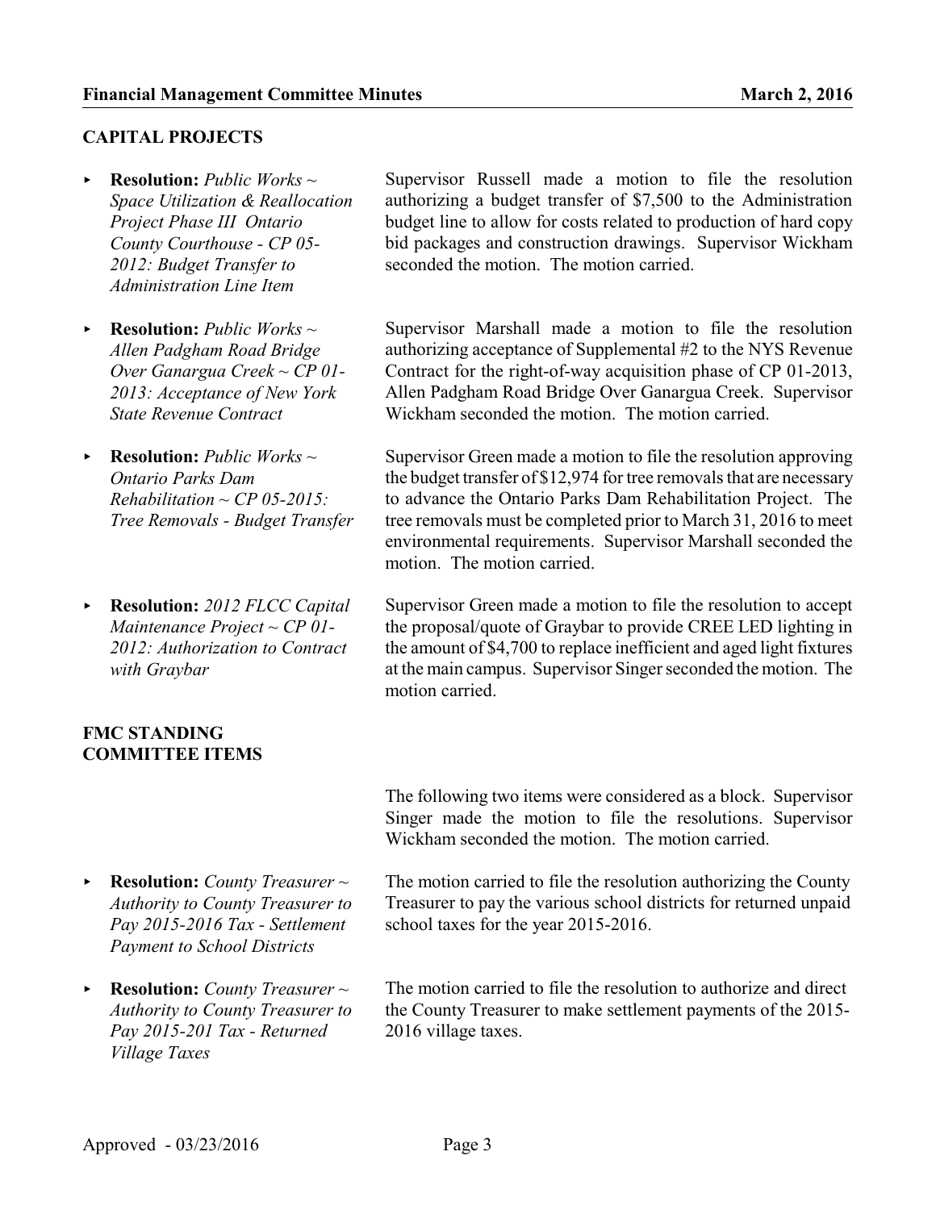## CAPITAL PROJECTS

- **Resolution:** *Public Works ~ Space Utilization & Reallocation Project Phase III Ontario County Courthouse - CP 05-2012: Budget Transfer to Administration Line Item*

  Supervisor Russell made a motion to file the resolution authorizing a budget transfer of $7,500 to the Administration budget line to allow for costs related to production of hard copy bid packages and construction drawings. Supervisor Wickham seconded the motion. The motion carried.

- **Resolution:** *Public Works ~ Allen Padgham Road Bridge Over Ganargua Creek ~ CP 01-2013: Acceptance of New York State Revenue Contract*

  Supervisor Marshall made a motion to file the resolution authorizing acceptance of Supplemental #2 to the NYS Revenue Contract for the right-of-way acquisition phase of CP 01-2013, Allen Padgham Road Bridge Over Ganargua Creek. Supervisor Wickham seconded the motion. The motion carried.

- **Resolution:** *Public Works ~ Ontario Parks Dam Rehabilitation ~ CP 05-2015: Tree Removals - Budget Transfer*

  Supervisor Green made a motion to file the resolution approving the budget transfer of $12,974 for tree removals that are necessary to advance the Ontario Parks Dam Rehabilitation Project. The tree removals must be completed prior to March 31, 2016 to meet environmental requirements. Supervisor Marshall seconded the motion. The motion carried.

- **Resolution:** *2012 FLCC Capital Maintenance Project ~ CP 01-2012: Authorization to Contract with Graybar*

  Supervisor Green made a motion to file the resolution to accept the proposal/quote of Graybar to provide CREE LED lighting in the amount of $4,700 to replace inefficient and aged light fixtures at the main campus. Supervisor Singer seconded the motion. The motion carried.

## FMC STANDING COMMITTEE ITEMS

The following two items were considered as a block. Supervisor Singer made the motion to file the resolutions. Supervisor Wickham seconded the motion. The motion carried.

- **Resolution:** *County Treasurer ~ Authority to County Treasurer to Pay 2015-2016 Tax - Settlement Payment to School Districts*

  The motion carried to file the resolution authorizing the County Treasurer to pay the various school districts for returned unpaid school taxes for the year 2015-2016.

- **Resolution:** *County Treasurer ~ Authority to County Treasurer to Pay 2015-201 Tax - Returned Village Taxes*

  The motion carried to file the resolution to authorize and direct the County Treasurer to make settlement payments of the 2015-2016 village taxes.

Approved - 03/23/2016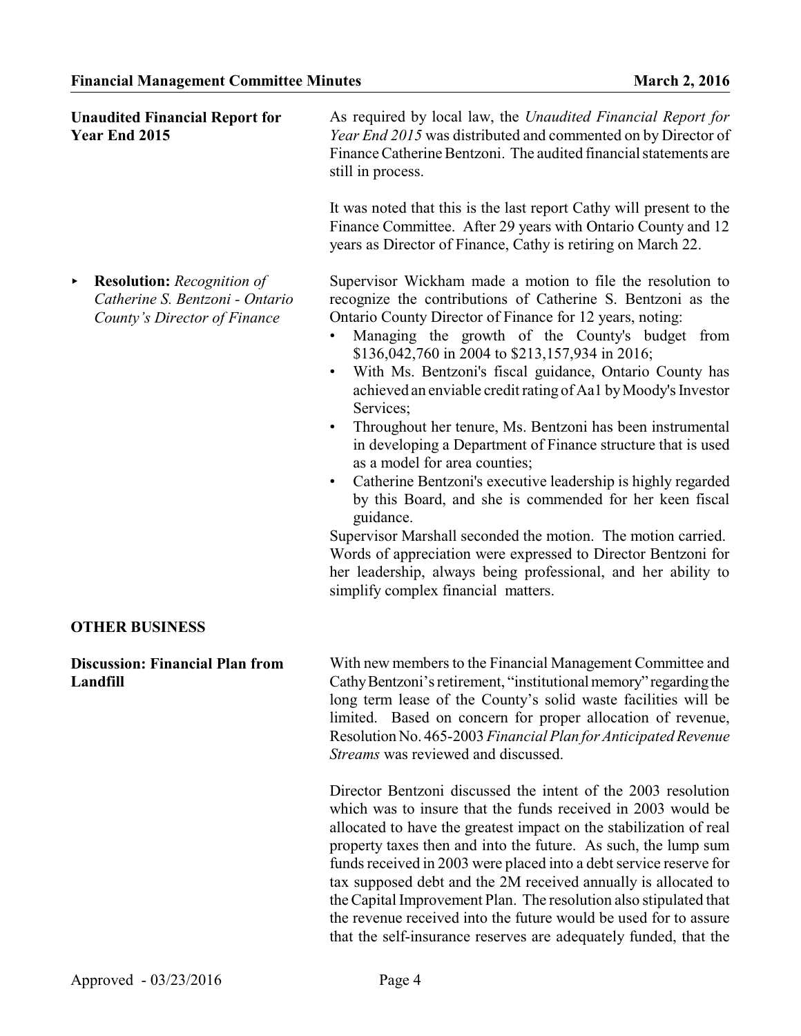**Unaudited Financial Report for Year End 2015**

As required by local law, the *Unaudited Financial Report for Year End 2015* was distributed and commented on by Director of Finance Catherine Bentzoni. The audited financial statements are still in process.

It was noted that this is the last report Cathy will present to the Finance Committee. After 29 years with Ontario County and 12 years as Director of Finance, Cathy is retiring on March 22.

- **Resolution:** *Recognition of Catherine S. Bentzoni - Ontario County's Director of Finance*

Supervisor Wickham made a motion to file the resolution to recognize the contributions of Catherine S. Bentzoni as the Ontario County Director of Finance for 12 years, noting:

- Managing the growth of the County's budget from $136,042,760 in 2004 to $213,157,934 in 2016;
- With Ms. Bentzoni's fiscal guidance, Ontario County has achieved an enviable credit rating of Aa1 by Moody's Investor Services;
- Throughout her tenure, Ms. Bentzoni has been instrumental in developing a Department of Finance structure that is used as a model for area counties;
- Catherine Bentzoni's executive leadership is highly regarded by this Board, and she is commended for her keen fiscal guidance.

Supervisor Marshall seconded the motion. The motion carried. Words of appreciation were expressed to Director Bentzoni for her leadership, always being professional, and her ability to simplify complex financial matters.

**OTHER BUSINESS**

**Discussion: Financial Plan from Landfill**

With new members to the Financial Management Committee and Cathy Bentzoni's retirement, "institutional memory" regarding the long term lease of the County's solid waste facilities will be limited. Based on concern for proper allocation of revenue, Resolution No. 465-2003 *Financial Plan for Anticipated Revenue Streams* was reviewed and discussed.

Director Bentzoni discussed the intent of the 2003 resolution which was to insure that the funds received in 2003 would be allocated to have the greatest impact on the stabilization of real property taxes then and into the future. As such, the lump sum funds received in 2003 were placed into a debt service reserve for tax supposed debt and the 2M received annually is allocated to the Capital Improvement Plan. The resolution also stipulated that the revenue received into the future would be used for to assure that the self-insurance reserves are adequately funded, that the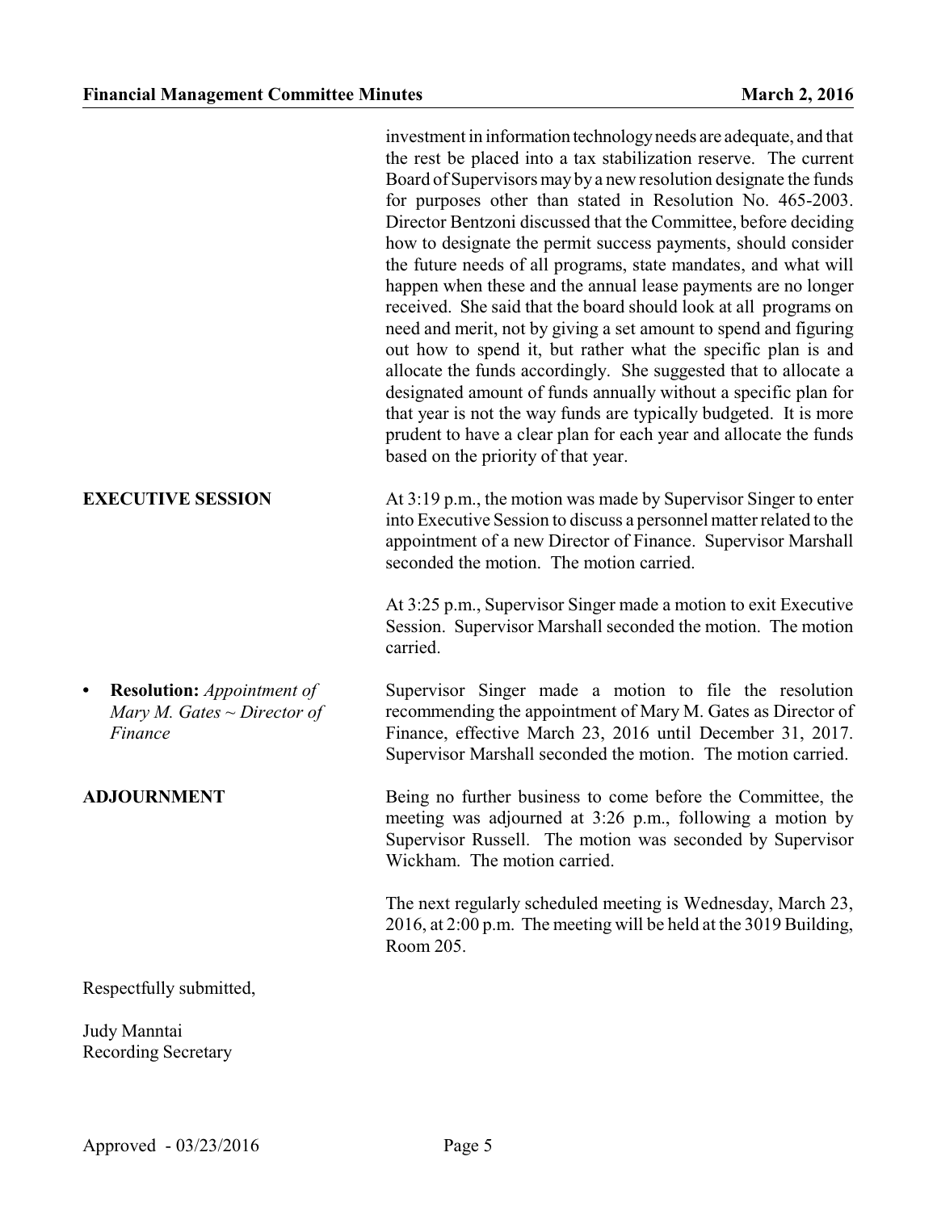investment in information technology needs are adequate, and that the rest be placed into a tax stabilization reserve. The current Board of Supervisors may by a new resolution designate the funds for purposes other than stated in Resolution No. 465-2003. Director Bentzoni discussed that the Committee, before deciding how to designate the permit success payments, should consider the future needs of all programs, state mandates, and what will happen when these and the annual lease payments are no longer received. She said that the board should look at all programs on need and merit, not by giving a set amount to spend and figuring out how to spend it, but rather what the specific plan is and allocate the funds accordingly. She suggested that to allocate a designated amount of funds annually without a specific plan for that year is not the way funds are typically budgeted. It is more prudent to have a clear plan for each year and allocate the funds based on the priority of that year.

**EXECUTIVE SESSION**

At 3:19 p.m., the motion was made by Supervisor Singer to enter into Executive Session to discuss a personnel matter related to the appointment of a new Director of Finance. Supervisor Marshall seconded the motion. The motion carried.

At 3:25 p.m., Supervisor Singer made a motion to exit Executive Session. Supervisor Marshall seconded the motion. The motion carried.

- **Resolution:** *Appointment of Mary M. Gates ~ Director of Finance*

Supervisor Singer made a motion to file the resolution recommending the appointment of Mary M. Gates as Director of Finance, effective March 23, 2016 until December 31, 2017. Supervisor Marshall seconded the motion. The motion carried.

**ADJOURNMENT**

Being no further business to come before the Committee, the meeting was adjourned at 3:26 p.m., following a motion by Supervisor Russell. The motion was seconded by Supervisor Wickham. The motion carried.

The next regularly scheduled meeting is Wednesday, March 23, 2016, at 2:00 p.m. The meeting will be held at the 3019 Building, Room 205.

Respectfully submitted,

Judy Manntai
Recording Secretary

Approved - 03/23/2016